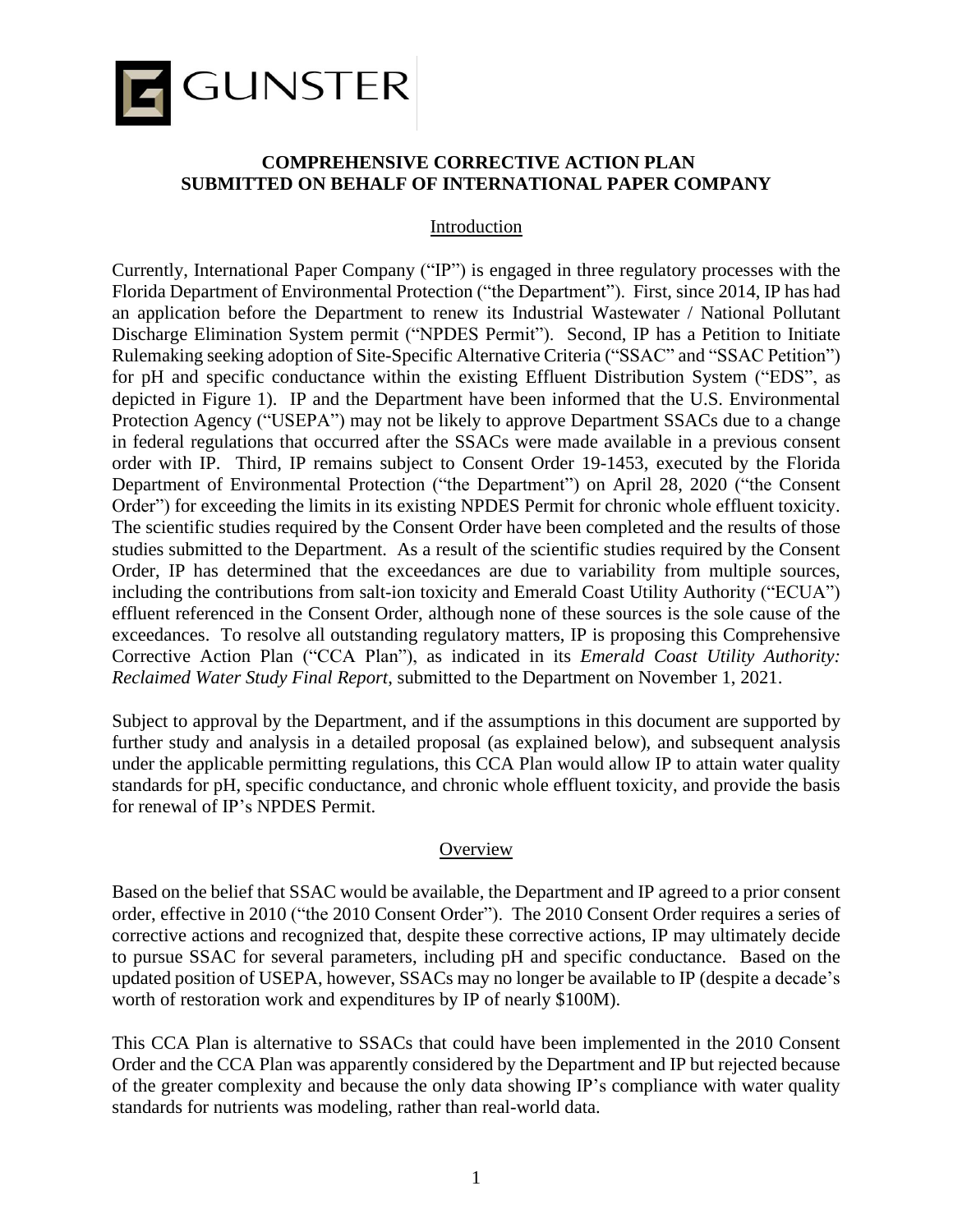GUNSTER

**COMPREHENSIVE CORRECTIVE ACTION PLAN**
**SUBMITTED ON BEHALF OF INTERNATIONAL PAPER COMPANY**

## Introduction

Currently, International Paper Company ("IP") is engaged in three regulatory processes with the Florida Department of Environmental Protection ("the Department"). First, since 2014, IP has had an application before the Department to renew its Industrial Wastewater / National Pollutant Discharge Elimination System permit ("NPDES Permit"). Second, IP has a Petition to Initiate Rulemaking seeking adoption of Site-Specific Alternative Criteria ("SSAC" and "SSAC Petition") for pH and specific conductance within the existing Effluent Distribution System ("EDS", as depicted in Figure 1). IP and the Department have been informed that the U.S. Environmental Protection Agency ("USEPA") may not be likely to approve Department SSACs due to a change in federal regulations that occurred after the SSACs were made available in a previous consent order with IP. Third, IP remains subject to Consent Order 19-1453, executed by the Florida Department of Environmental Protection ("the Department") on April 28, 2020 ("the Consent Order") for exceeding the limits in its existing NPDES Permit for chronic whole effluent toxicity. The scientific studies required by the Consent Order have been completed and the results of those studies submitted to the Department. As a result of the scientific studies required by the Consent Order, IP has determined that the exceedances are due to variability from multiple sources, including the contributions from salt-ion toxicity and Emerald Coast Utility Authority ("ECUA") effluent referenced in the Consent Order, although none of these sources is the sole cause of the exceedances. To resolve all outstanding regulatory matters, IP is proposing this Comprehensive Corrective Action Plan ("CCA Plan"), as indicated in its *Emerald Coast Utility Authority: Reclaimed Water Study Final Report*, submitted to the Department on November 1, 2021.

Subject to approval by the Department, and if the assumptions in this document are supported by further study and analysis in a detailed proposal (as explained below), and subsequent analysis under the applicable permitting regulations, this CCA Plan would allow IP to attain water quality standards for pH, specific conductance, and chronic whole effluent toxicity, and provide the basis for renewal of IP's NPDES Permit.

## Overview

Based on the belief that SSAC would be available, the Department and IP agreed to a prior consent order, effective in 2010 ("the 2010 Consent Order"). The 2010 Consent Order requires a series of corrective actions and recognized that, despite these corrective actions, IP may ultimately decide to pursue SSAC for several parameters, including pH and specific conductance. Based on the updated position of USEPA, however, SSACs may no longer be available to IP (despite a decade's worth of restoration work and expenditures by IP of nearly $100M).

This CCA Plan is alternative to SSACs that could have been implemented in the 2010 Consent Order and the CCA Plan was apparently considered by the Department and IP but rejected because of the greater complexity and because the only data showing IP's compliance with water quality standards for nutrients was modeling, rather than real-world data.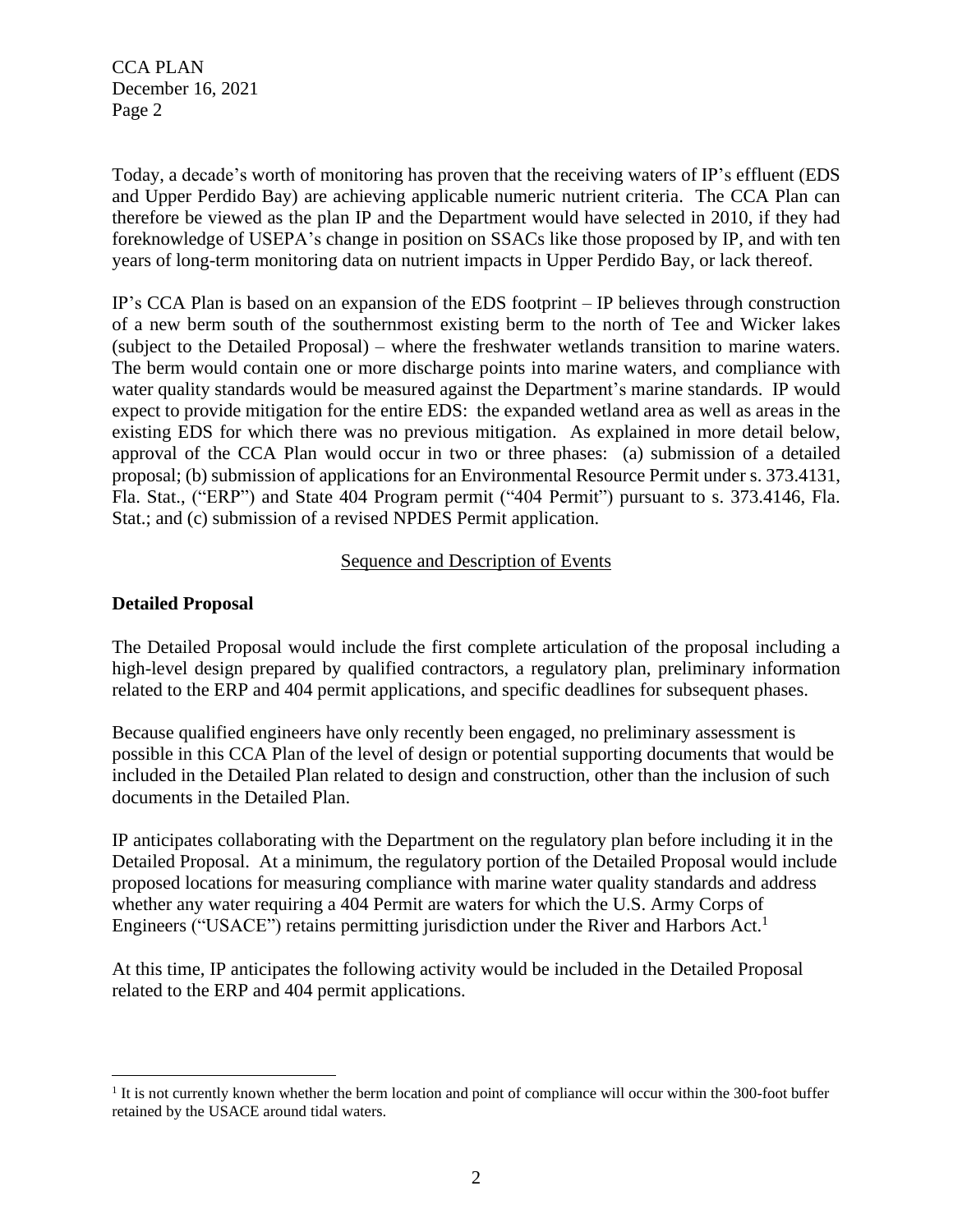Today, a decade's worth of monitoring has proven that the receiving waters of IP's effluent (EDS and Upper Perdido Bay) are achieving applicable numeric nutrient criteria. The CCA Plan can therefore be viewed as the plan IP and the Department would have selected in 2010, if they had foreknowledge of USEPA's change in position on SSACs like those proposed by IP, and with ten years of long-term monitoring data on nutrient impacts in Upper Perdido Bay, or lack thereof.

IP's CCA Plan is based on an expansion of the EDS footprint – IP believes through construction of a new berm south of the southernmost existing berm to the north of Tee and Wicker lakes (subject to the Detailed Proposal) – where the freshwater wetlands transition to marine waters. The berm would contain one or more discharge points into marine waters, and compliance with water quality standards would be measured against the Department's marine standards. IP would expect to provide mitigation for the entire EDS: the expanded wetland area as well as areas in the existing EDS for which there was no previous mitigation. As explained in more detail below, approval of the CCA Plan would occur in two or three phases: (a) submission of a detailed proposal; (b) submission of applications for an Environmental Resource Permit under s. 373.4131, Fla. Stat., ("ERP") and State 404 Program permit ("404 Permit") pursuant to s. 373.4146, Fla. Stat.; and (c) submission of a revised NPDES Permit application.

## Sequence and Description of Events

### Detailed Proposal

The Detailed Proposal would include the first complete articulation of the proposal including a high-level design prepared by qualified contractors, a regulatory plan, preliminary information related to the ERP and 404 permit applications, and specific deadlines for subsequent phases.

Because qualified engineers have only recently been engaged, no preliminary assessment is possible in this CCA Plan of the level of design or potential supporting documents that would be included in the Detailed Plan related to design and construction, other than the inclusion of such documents in the Detailed Plan.

IP anticipates collaborating with the Department on the regulatory plan before including it in the Detailed Proposal. At a minimum, the regulatory portion of the Detailed Proposal would include proposed locations for measuring compliance with marine water quality standards and address whether any water requiring a 404 Permit are waters for which the U.S. Army Corps of Engineers ("USACE") retains permitting jurisdiction under the River and Harbors Act.[1]

At this time, IP anticipates the following activity would be included in the Detailed Proposal related to the ERP and 404 permit applications.

---

[1] It is not currently known whether the berm location and point of compliance will occur within the 300-foot buffer retained by the USACE around tidal waters.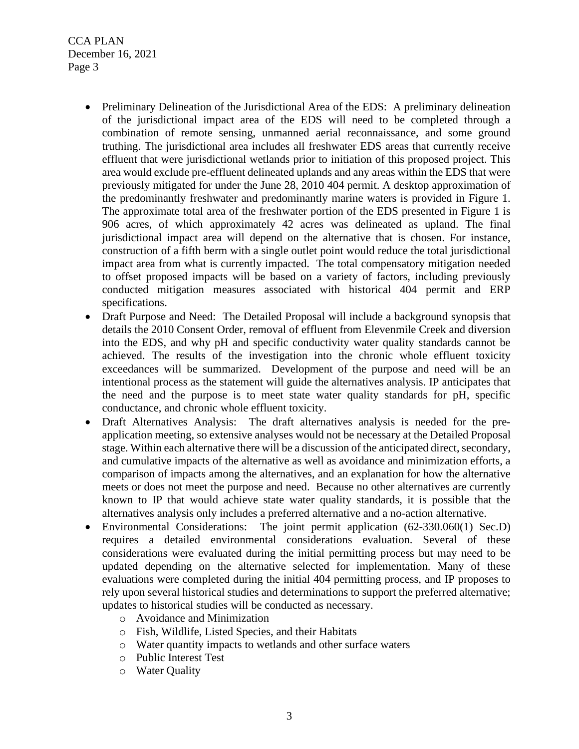- Preliminary Delineation of the Jurisdictional Area of the EDS: A preliminary delineation of the jurisdictional impact area of the EDS will need to be completed through a combination of remote sensing, unmanned aerial reconnaissance, and some ground truthing. The jurisdictional area includes all freshwater EDS areas that currently receive effluent that were jurisdictional wetlands prior to initiation of this proposed project. This area would exclude pre-effluent delineated uplands and any areas within the EDS that were previously mitigated for under the June 28, 2010 404 permit. A desktop approximation of the predominantly freshwater and predominantly marine waters is provided in Figure 1. The approximate total area of the freshwater portion of the EDS presented in Figure 1 is 906 acres, of which approximately 42 acres was delineated as upland. The final jurisdictional impact area will depend on the alternative that is chosen. For instance, construction of a fifth berm with a single outlet point would reduce the total jurisdictional impact area from what is currently impacted. The total compensatory mitigation needed to offset proposed impacts will be based on a variety of factors, including previously conducted mitigation measures associated with historical 404 permit and ERP specifications.
- Draft Purpose and Need: The Detailed Proposal will include a background synopsis that details the 2010 Consent Order, removal of effluent from Elevenmile Creek and diversion into the EDS, and why pH and specific conductivity water quality standards cannot be achieved. The results of the investigation into the chronic whole effluent toxicity exceedances will be summarized. Development of the purpose and need will be an intentional process as the statement will guide the alternatives analysis. IP anticipates that the need and the purpose is to meet state water quality standards for pH, specific conductance, and chronic whole effluent toxicity.
- Draft Alternatives Analysis: The draft alternatives analysis is needed for the pre-application meeting, so extensive analyses would not be necessary at the Detailed Proposal stage. Within each alternative there will be a discussion of the anticipated direct, secondary, and cumulative impacts of the alternative as well as avoidance and minimization efforts, a comparison of impacts among the alternatives, and an explanation for how the alternative meets or does not meet the purpose and need. Because no other alternatives are currently known to IP that would achieve state water quality standards, it is possible that the alternatives analysis only includes a preferred alternative and a no-action alternative.
- Environmental Considerations: The joint permit application (62-330.060(1) Sec.D) requires a detailed environmental considerations evaluation. Several of these considerations were evaluated during the initial permitting process but may need to be updated depending on the alternative selected for implementation. Many of these evaluations were completed during the initial 404 permitting process, and IP proposes to rely upon several historical studies and determinations to support the preferred alternative; updates to historical studies will be conducted as necessary.
  - Avoidance and Minimization
  - Fish, Wildlife, Listed Species, and their Habitats
  - Water quantity impacts to wetlands and other surface waters
  - Public Interest Test
  - Water Quality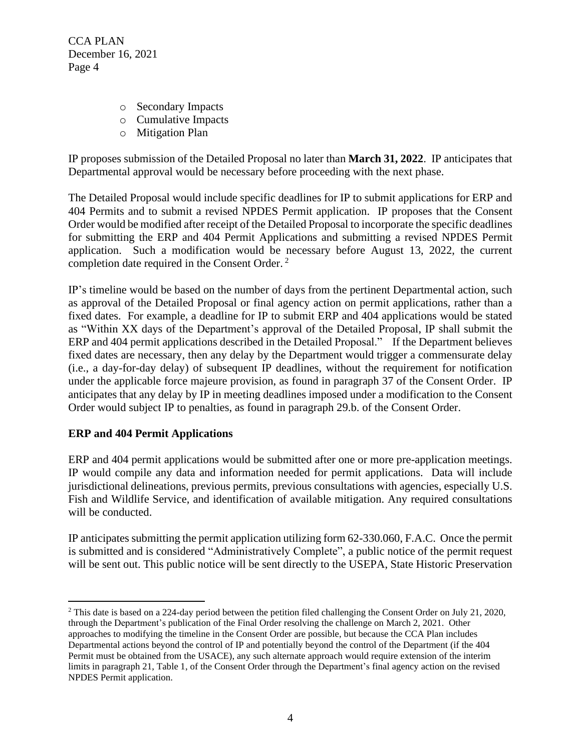- Secondary Impacts
- Cumulative Impacts
- Mitigation Plan

IP proposes submission of the Detailed Proposal no later than **March 31, 2022**. IP anticipates that Departmental approval would be necessary before proceeding with the next phase.

The Detailed Proposal would include specific deadlines for IP to submit applications for ERP and 404 Permits and to submit a revised NPDES Permit application. IP proposes that the Consent Order would be modified after receipt of the Detailed Proposal to incorporate the specific deadlines for submitting the ERP and 404 Permit Applications and submitting a revised NPDES Permit application. Such a modification would be necessary before August 13, 2022, the current completion date required in the Consent Order. [2]

IP's timeline would be based on the number of days from the pertinent Departmental action, such as approval of the Detailed Proposal or final agency action on permit applications, rather than a fixed dates. For example, a deadline for IP to submit ERP and 404 applications would be stated as "Within XX days of the Department's approval of the Detailed Proposal, IP shall submit the ERP and 404 permit applications described in the Detailed Proposal." If the Department believes fixed dates are necessary, then any delay by the Department would trigger a commensurate delay (i.e., a day-for-day delay) of subsequent IP deadlines, without the requirement for notification under the applicable force majeure provision, as found in paragraph 37 of the Consent Order. IP anticipates that any delay by IP in meeting deadlines imposed under a modification to the Consent Order would subject IP to penalties, as found in paragraph 29.b. of the Consent Order.

**ERP and 404 Permit Applications**

ERP and 404 permit applications would be submitted after one or more pre-application meetings. IP would compile any data and information needed for permit applications. Data will include jurisdictional delineations, previous permits, previous consultations with agencies, especially U.S. Fish and Wildlife Service, and identification of available mitigation. Any required consultations will be conducted.

IP anticipates submitting the permit application utilizing form 62-330.060, F.A.C. Once the permit is submitted and is considered "Administratively Complete", a public notice of the permit request will be sent out. This public notice will be sent directly to the USEPA, State Historic Preservation

[2] This date is based on a 224-day period between the petition filed challenging the Consent Order on July 21, 2020, through the Department's publication of the Final Order resolving the challenge on March 2, 2021. Other approaches to modifying the timeline in the Consent Order are possible, but because the CCA Plan includes Departmental actions beyond the control of IP and potentially beyond the control of the Department (if the 404 Permit must be obtained from the USACE), any such alternate approach would require extension of the interim limits in paragraph 21, Table 1, of the Consent Order through the Department's final agency action on the revised NPDES Permit application.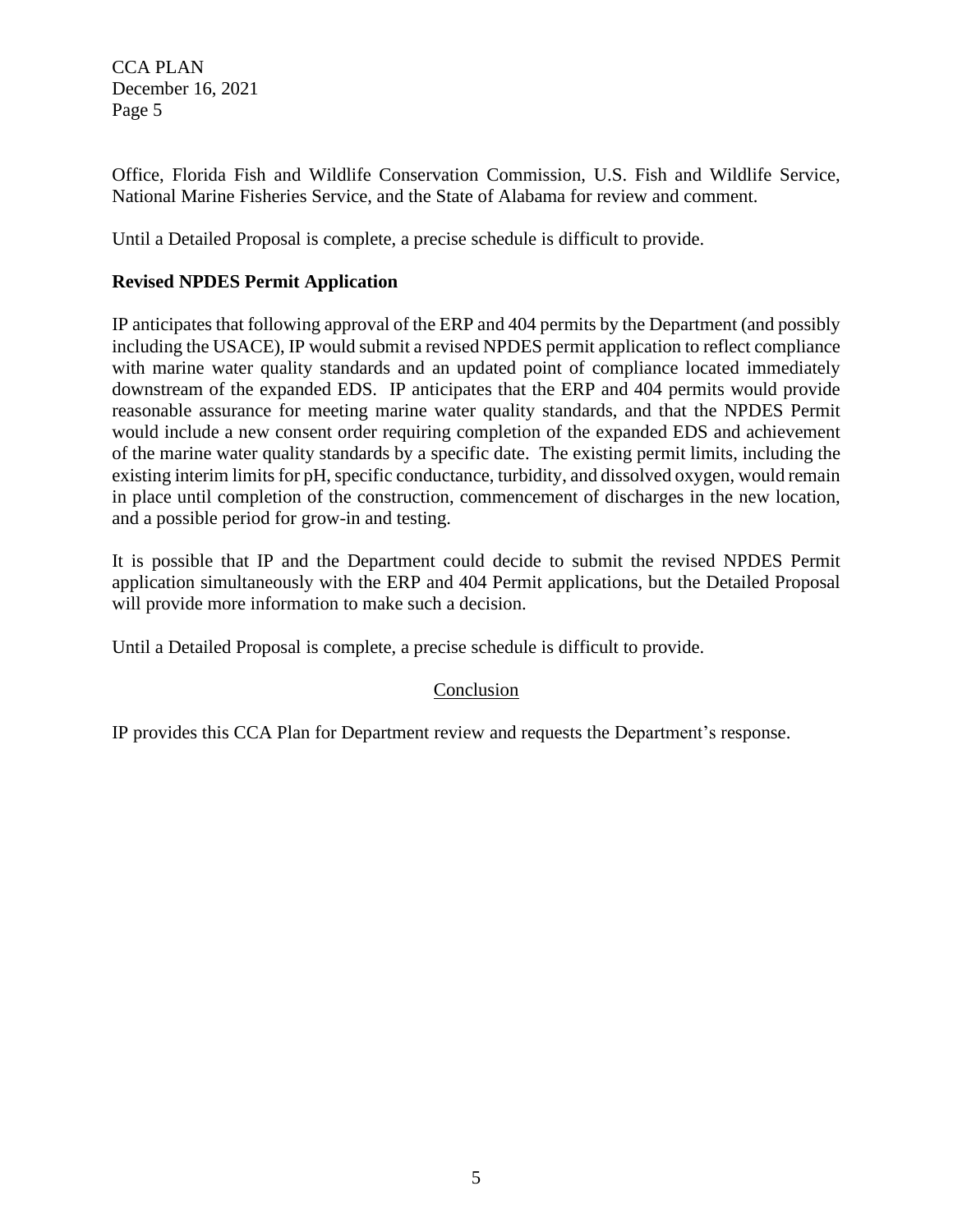Office, Florida Fish and Wildlife Conservation Commission, U.S. Fish and Wildlife Service, National Marine Fisheries Service, and the State of Alabama for review and comment.

Until a Detailed Proposal is complete, a precise schedule is difficult to provide.

**Revised NPDES Permit Application**

IP anticipates that following approval of the ERP and 404 permits by the Department (and possibly including the USACE), IP would submit a revised NPDES permit application to reflect compliance with marine water quality standards and an updated point of compliance located immediately downstream of the expanded EDS. IP anticipates that the ERP and 404 permits would provide reasonable assurance for meeting marine water quality standards, and that the NPDES Permit would include a new consent order requiring completion of the expanded EDS and achievement of the marine water quality standards by a specific date. The existing permit limits, including the existing interim limits for pH, specific conductance, turbidity, and dissolved oxygen, would remain in place until completion of the construction, commencement of discharges in the new location, and a possible period for grow-in and testing.

It is possible that IP and the Department could decide to submit the revised NPDES Permit application simultaneously with the ERP and 404 Permit applications, but the Detailed Proposal will provide more information to make such a decision.

Until a Detailed Proposal is complete, a precise schedule is difficult to provide.

## Conclusion

IP provides this CCA Plan for Department review and requests the Department's response.